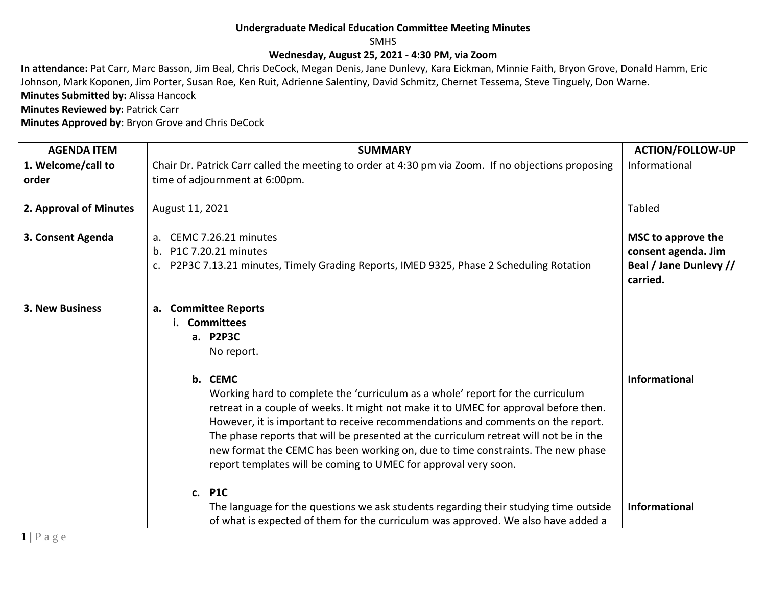**Undergraduate Medical Education Committee Meeting Minutes**

SMHS

**Wednesday, August 25, 2021 - 4:30 PM, via Zoom**

**In attendance:** Pat Carr, Marc Basson, Jim Beal, Chris DeCock, Megan Denis, Jane Dunlevy, Kara Eickman, Minnie Faith, Bryon Grove, Donald Hamm, Eric Johnson, Mark Koponen, Jim Porter, Susan Roe, Ken Ruit, Adrienne Salentiny, David Schmitz, Chernet Tessema, Steve Tinguely, Don Warne.

**Minutes Submitted by:** Alissa Hancock

**Minutes Reviewed by:** Patrick Carr

**Minutes Approved by:** Bryon Grove and Chris DeCock

| AGENDA ITEM | SUMMARY | ACTION/FOLLOW-UP |
|---|---|---|
| **1. Welcome/call to order** | Chair Dr. Patrick Carr called the meeting to order at 4:30 pm via Zoom. If no objections proposing time of adjournment at 6:00pm. | Informational |
| **2. Approval of Minutes** | August 11, 2021 | Tabled |
| **3. Consent Agenda** | a. CEMC 7.26.21 minutes<br>b. P1C 7.20.21 minutes<br>c. P2P3C 7.13.21 minutes, Timely Grading Reports, IMED 9325, Phase 2 Scheduling Rotation | **MSC to approve the consent agenda. Jim Beal / Jane Dunlevy // carried.** |
| **3. New Business** | **a. Committee Reports**<br>**i. Committees**<br>**a. P2P3C**<br>No report.<br><br>**b. CEMC**<br>Working hard to complete the 'curriculum as a whole' report for the curriculum retreat in a couple of weeks. It might not make it to UMEC for approval before then. However, it is important to receive recommendations and comments on the report. The phase reports that will be presented at the curriculum retreat will not be in the new format the CEMC has been working on, due to time constraints. The new phase report templates will be coming to UMEC for approval very soon.<br><br>**c. P1C**<br>The language for the questions we ask students regarding their studying time outside of what is expected of them for the curriculum was approved. We also have added a | <br><br><br><br>**Informational**<br><br><br><br><br><br>**Informational** |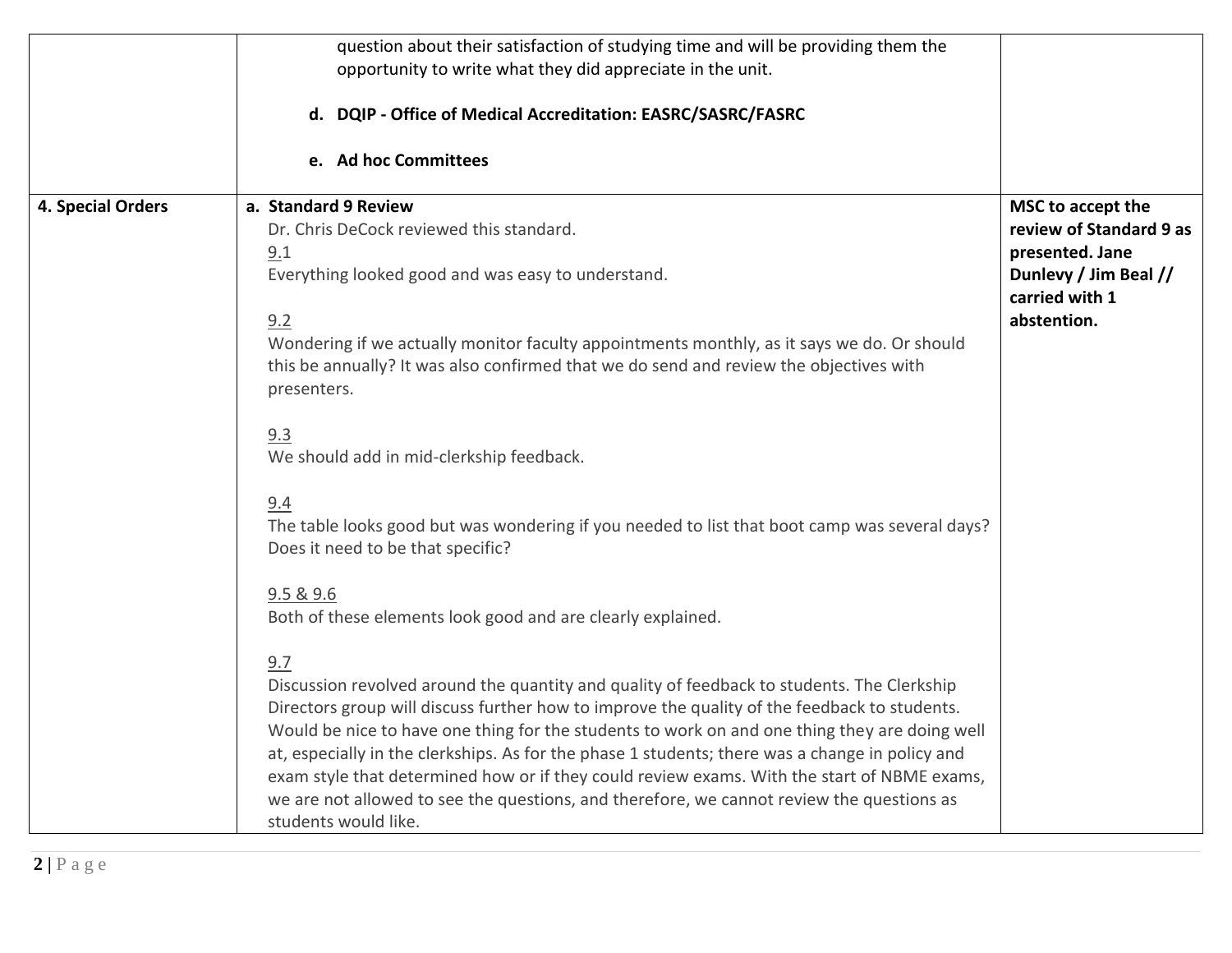| | | |
|---|---|---|
| | question about their satisfaction of studying time and will be providing them the opportunity to write what they did appreciate in the unit.<br><br>**d. DQIP - Office of Medical Accreditation: EASRC/SASRC/FASRC**<br><br>**e. Ad hoc Committees** | |
| **4. Special Orders** | **a. Standard 9 Review**<br>Dr. Chris DeCock reviewed this standard.<br>9.1<br>Everything looked good and was easy to understand.<br><br>9.2<br>Wondering if we actually monitor faculty appointments monthly, as it says we do. Or should this be annually? It was also confirmed that we do send and review the objectives with presenters.<br><br>9.3<br>We should add in mid-clerkship feedback.<br><br>9.4<br>The table looks good but was wondering if you needed to list that boot camp was several days? Does it need to be that specific?<br><br>9.5 & 9.6<br>Both of these elements look good and are clearly explained.<br><br>9.7<br>Discussion revolved around the quantity and quality of feedback to students. The Clerkship Directors group will discuss further how to improve the quality of the feedback to students. Would be nice to have one thing for the students to work on and one thing they are doing well at, especially in the clerkships. As for the phase 1 students; there was a change in policy and exam style that determined how or if they could review exams. With the start of NBME exams, we are not allowed to see the questions, and therefore, we cannot review the questions as students would like. | **MSC to accept the review of Standard 9 as presented. Jane Dunlevy / Jim Beal // carried with 1 abstention.** |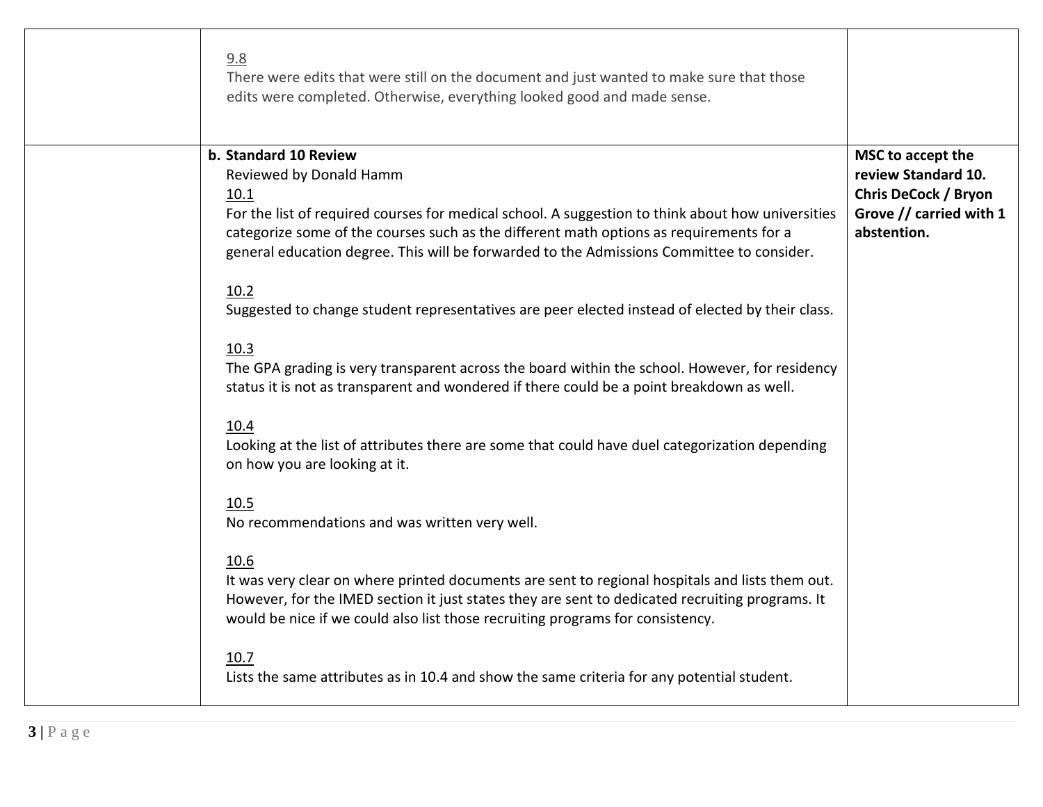| | | |
|---|---|---|
| | <u>9.8</u><br>There were edits that were still on the document and just wanted to make sure that those edits were completed. Otherwise, everything looked good and made sense. | |
| | **b. Standard 10 Review**<br>Reviewed by Donald Hamm<br><u>10.1</u><br>For the list of required courses for medical school. A suggestion to think about how universities categorize some of the courses such as the different math options as requirements for a general education degree. This will be forwarded to the Admissions Committee to consider.<br><br><u>10.2</u><br>Suggested to change student representatives are peer elected instead of elected by their class.<br><br><u>10.3</u><br>The GPA grading is very transparent across the board within the school. However, for residency status it is not as transparent and wondered if there could be a point breakdown as well.<br><br><u>10.4</u><br>Looking at the list of attributes there are some that could have duel categorization depending on how you are looking at it.<br><br><u>10.5</u><br>No recommendations and was written very well.<br><br><u>10.6</u><br>It was very clear on where printed documents are sent to regional hospitals and lists them out. However, for the IMED section it just states they are sent to dedicated recruiting programs. It would be nice if we could also list those recruiting programs for consistency.<br><br><u>10.7</u><br>Lists the same attributes as in 10.4 and show the same criteria for any potential student. | **MSC to accept the review Standard 10. Chris DeCock / Bryon Grove // carried with 1 abstention.** |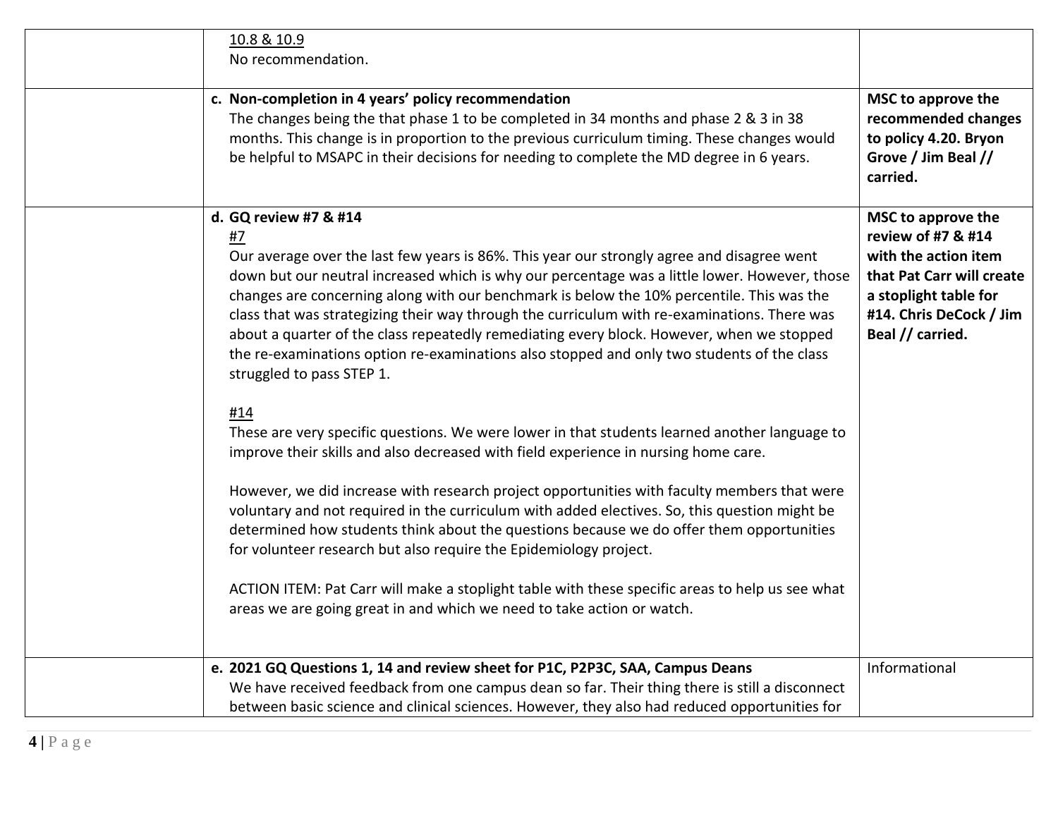| | | |
|---|---|---|
| | <u>10.8 & 10.9</u><br>No recommendation. | |
| | **c. Non-completion in 4 years' policy recommendation**<br>The changes being the that phase 1 to be completed in 34 months and phase 2 & 3 in 38 months. This change is in proportion to the previous curriculum timing. These changes would be helpful to MSAPC in their decisions for needing to complete the MD degree in 6 years. | **MSC to approve the recommended changes to policy 4.20. Bryon Grove / Jim Beal // carried.** |
| | **d. GQ review #7 & #14**<br><u>#7</u><br>Our average over the last few years is 86%. This year our strongly agree and disagree went down but our neutral increased which is why our percentage was a little lower. However, those changes are concerning along with our benchmark is below the 10% percentile. This was the class that was strategizing their way through the curriculum with re-examinations. There was about a quarter of the class repeatedly remediating every block. However, when we stopped the re-examinations option re-examinations also stopped and only two students of the class struggled to pass STEP 1.<br><br><u>#14</u><br>These are very specific questions. We were lower in that students learned another language to improve their skills and also decreased with field experience in nursing home care.<br><br>However, we did increase with research project opportunities with faculty members that were voluntary and not required in the curriculum with added electives. So, this question might be determined how students think about the questions because we do offer them opportunities for volunteer research but also require the Epidemiology project.<br><br>ACTION ITEM: Pat Carr will make a stoplight table with these specific areas to help us see what areas we are going great in and which we need to take action or watch. | **MSC to approve the review of #7 & #14 with the action item that Pat Carr will create a stoplight table for #14. Chris DeCock / Jim Beal // carried.** |
| | **e. 2021 GQ Questions 1, 14 and review sheet for P1C, P2P3C, SAA, Campus Deans**<br>We have received feedback from one campus dean so far. Their thing there is still a disconnect between basic science and clinical sciences. However, they also had reduced opportunities for | Informational |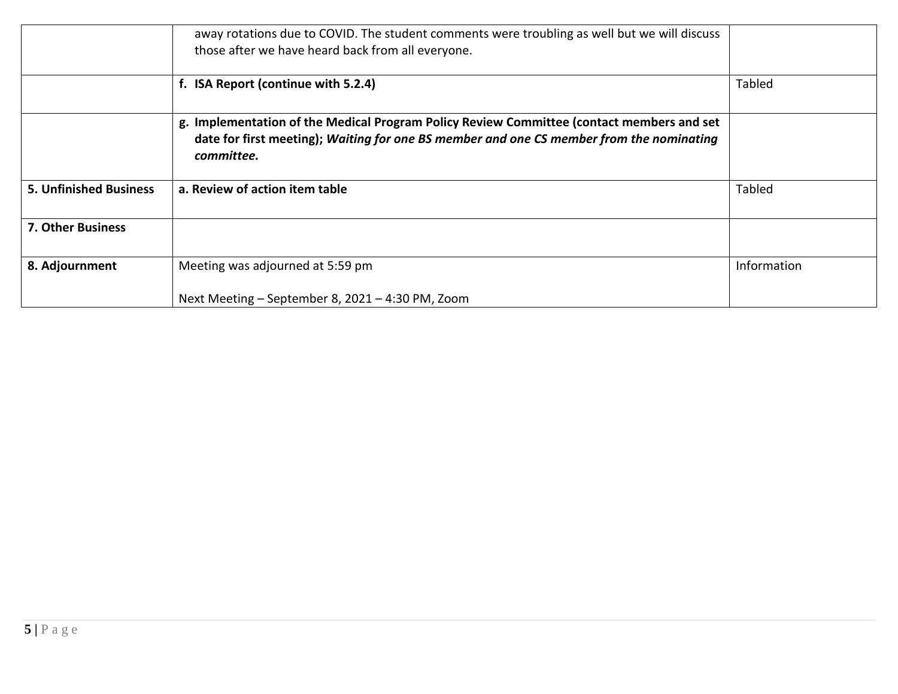| | | |
|---|---|---|
| | away rotations due to COVID. The student comments were troubling as well but we will discuss those after we have heard back from all everyone. | |
| | **f. ISA Report (continue with 5.2.4)** | Tabled |
| | **g. Implementation of the Medical Program Policy Review Committee (contact members and set date for first meeting);** ***Waiting for one BS member and one CS member from the nominating committee.*** | |
| **5. Unfinished Business** | **a. Review of action item table** | Tabled |
| **7. Other Business** | | |
| **8. Adjournment** | Meeting was adjourned at 5:59 pm<br><br>Next Meeting – September 8, 2021 – 4:30 PM, Zoom | Information |